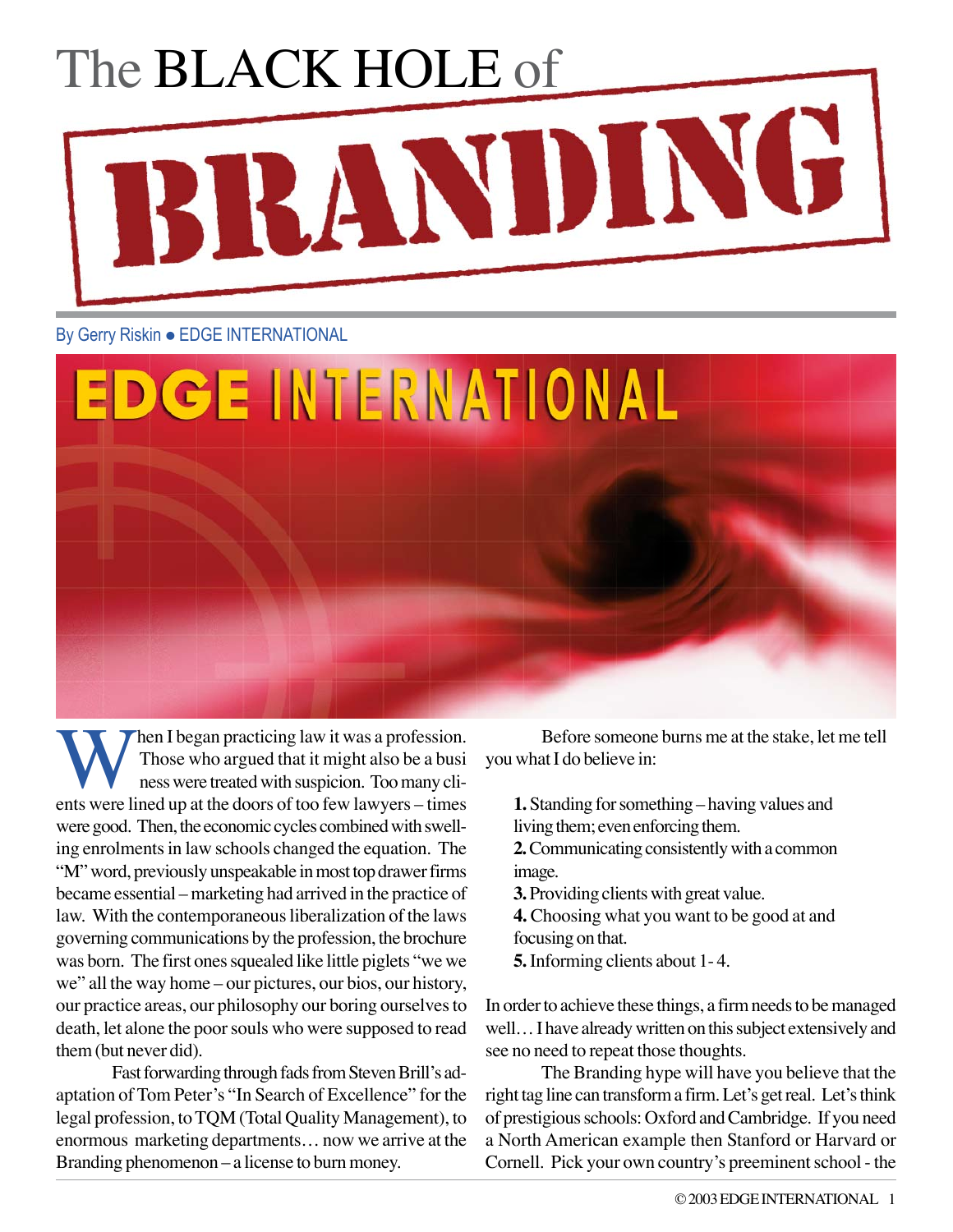# The BLACK HOLE of BRANDING

By Gerry Riskin ● EDGE INTERNATIONAL

When I began practicing law it was a profession. Those who argued that it might also be a business were treated with suspicion. Too many clients were lined up at the doors of too few lawyers – times were good. Then, the economic cycles combined with swelling enrolments in law schools changed the equation. The "M" word, previously unspeakable in most top drawer firms became essential – marketing had arrived in the practice of law. With the contemporaneous liberalization of the laws governing communications by the profession, the brochure was born. The first ones squealed like little piglets "we we we" all the way home – our pictures, our bios, our history, our practice areas, our philosophy our boring ourselves to death, let alone the poor souls who were supposed to read them (but never did).

Fast forwarding through fads from Steven Brill's adaptation of Tom Peter's "In Search of Excellence" for the legal profession, to TQM (Total Quality Management), to enormous marketing departments… now we arrive at the Branding phenomenon – a license to burn money.

Before someone burns me at the stake, let me tell you what I do believe in:

**1.** Standing for something – having values and living them; even enforcing them.
**2.** Communicating consistently with a common image.
**3.** Providing clients with great value.
**4.** Choosing what you want to be good at and focusing on that.
**5.** Informing clients about 1- 4.

In order to achieve these things, a firm needs to be managed well… I have already written on this subject extensively and see no need to repeat those thoughts.

The Branding hype will have you believe that the right tag line can transform a firm. Let's get real. Let's think of prestigious schools: Oxford and Cambridge. If you need a North American example then Stanford or Harvard or Cornell. Pick your own country's preeminent school - the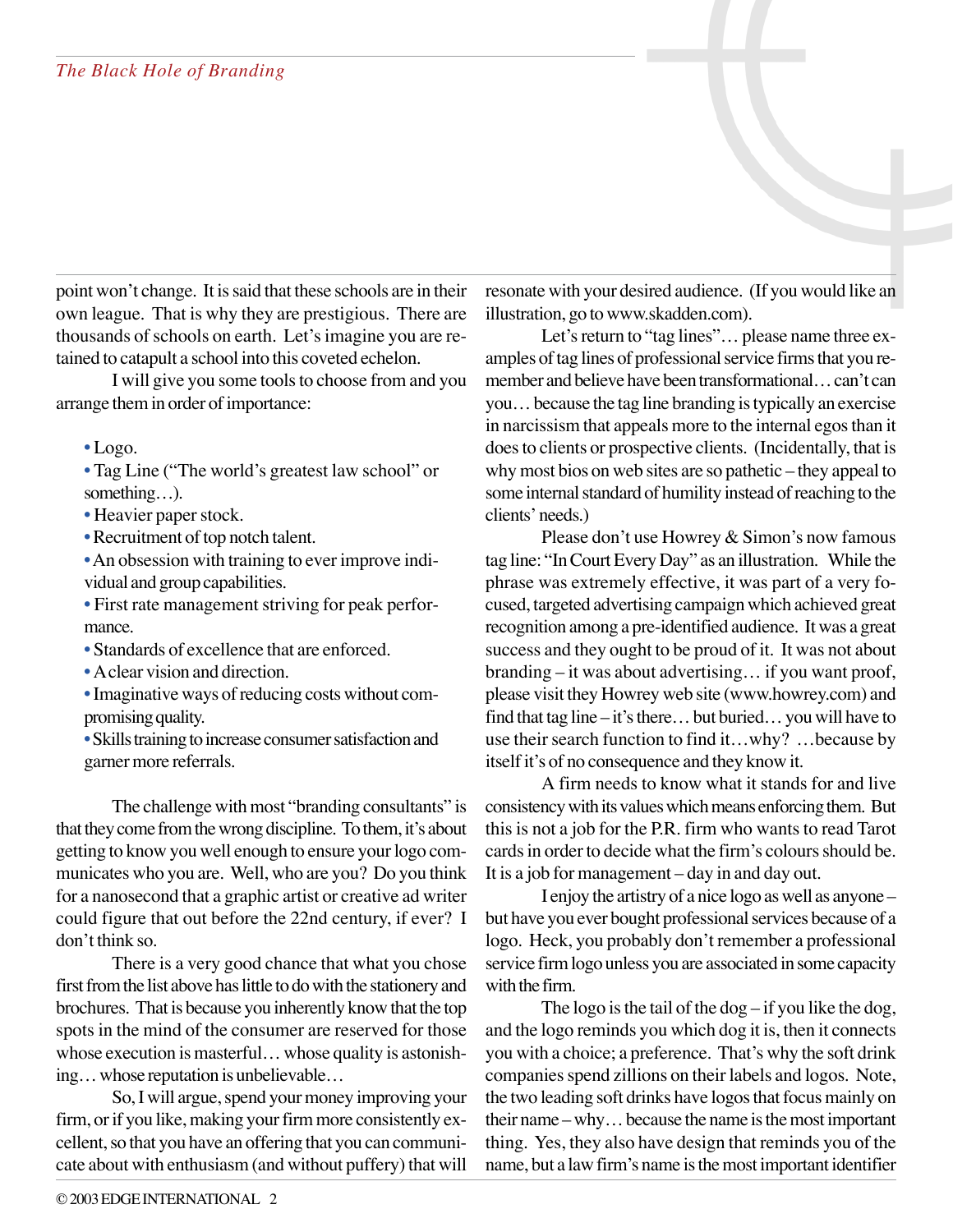point won't change. It is said that these schools are in their own league. That is why they are prestigious. There are thousands of schools on earth. Let's imagine you are retained to catapult a school into this coveted echelon.

I will give you some tools to choose from and you arrange them in order of importance:

- Logo.
- Tag Line ("The world's greatest law school" or something…).
- Heavier paper stock.
- Recruitment of top notch talent.
- An obsession with training to ever improve individual and group capabilities.
- First rate management striving for peak performance.
- Standards of excellence that are enforced.
- A clear vision and direction.
- Imaginative ways of reducing costs without compromising quality.
- Skills training to increase consumer satisfaction and garner more referrals.

The challenge with most "branding consultants" is that they come from the wrong discipline. To them, it's about getting to know you well enough to ensure your logo communicates who you are. Well, who are you? Do you think for a nanosecond that a graphic artist or creative ad writer could figure that out before the 22nd century, if ever? I don't think so.

There is a very good chance that what you chose first from the list above has little to do with the stationery and brochures. That is because you inherently know that the top spots in the mind of the consumer are reserved for those whose execution is masterful… whose quality is astonishing… whose reputation is unbelievable…

So, I will argue, spend your money improving your firm, or if you like, making your firm more consistently excellent, so that you have an offering that you can communicate about with enthusiasm (and without puffery) that will resonate with your desired audience. (If you would like an illustration, go to www.skadden.com).

Let's return to "tag lines"… please name three examples of tag lines of professional service firms that you remember and believe have been transformational… can't can you… because the tag line branding is typically an exercise in narcissism that appeals more to the internal egos than it does to clients or prospective clients. (Incidentally, that is why most bios on web sites are so pathetic – they appeal to some internal standard of humility instead of reaching to the clients' needs.)

Please don't use Howrey & Simon's now famous tag line: "In Court Every Day" as an illustration. While the phrase was extremely effective, it was part of a very focused, targeted advertising campaign which achieved great recognition among a pre-identified audience. It was a great success and they ought to be proud of it. It was not about branding – it was about advertising… if you want proof, please visit they Howrey web site (www.howrey.com) and find that tag line – it's there… but buried… you will have to use their search function to find it…why? …because by itself it's of no consequence and they know it.

A firm needs to know what it stands for and live consistency with its values which means enforcing them. But this is not a job for the P.R. firm who wants to read Tarot cards in order to decide what the firm's colours should be. It is a job for management – day in and day out.

I enjoy the artistry of a nice logo as well as anyone – but have you ever bought professional services because of a logo. Heck, you probably don't remember a professional service firm logo unless you are associated in some capacity with the firm.

The logo is the tail of the dog – if you like the dog, and the logo reminds you which dog it is, then it connects you with a choice; a preference. That's why the soft drink companies spend zillions on their labels and logos. Note, the two leading soft drinks have logos that focus mainly on their name – why… because the name is the most important thing. Yes, they also have design that reminds you of the name, but a law firm's name is the most important identifier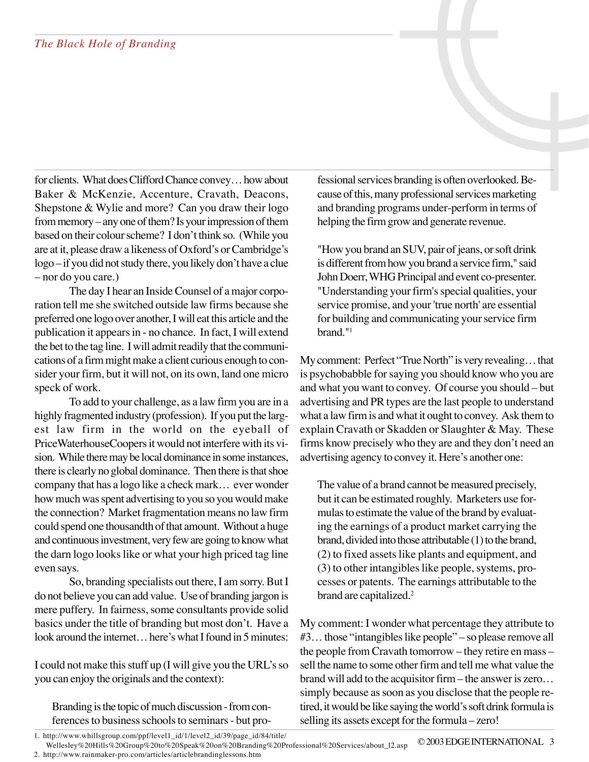for clients. What does Clifford Chance convey… how about Baker & McKenzie, Accenture, Cravath, Deacons, Shepstone & Wylie and more? Can you draw their logo from memory – any one of them? Is your impression of them based on their colour scheme? I don't think so. (While you are at it, please draw a likeness of Oxford's or Cambridge's logo – if you did not study there, you likely don't have a clue – nor do you care.)

The day I hear an Inside Counsel of a major corporation tell me she switched outside law firms because she preferred one logo over another, I will eat this article and the publication it appears in - no chance. In fact, I will extend the bet to the tag line. I will admit readily that the communications of a firm might make a client curious enough to consider your firm, but it will not, on its own, land one micro speck of work.

To add to your challenge, as a law firm you are in a highly fragmented industry (profession). If you put the largest law firm in the world on the eyeball of PriceWaterhouseCoopers it would not interfere with its vision. While there may be local dominance in some instances, there is clearly no global dominance. Then there is that shoe company that has a logo like a check mark… ever wonder how much was spent advertising to you so you would make the connection? Market fragmentation means no law firm could spend one thousandth of that amount. Without a huge and continuous investment, very few are going to know what the darn logo looks like or what your high priced tag line even says.

So, branding specialists out there, I am sorry. But I do not believe you can add value. Use of branding jargon is mere puffery. In fairness, some consultants provide solid basics under the title of branding but most don't. Have a look around the internet… here's what I found in 5 minutes:

I could not make this stuff up (I will give you the URL's so you can enjoy the originals and the context):

> Branding is the topic of much discussion - from conferences to business schools to seminars - but professional services branding is often overlooked. Because of this, many professional services marketing and branding programs under-perform in terms of helping the firm grow and generate revenue.
>
> "How you brand an SUV, pair of jeans, or soft drink is different from how you brand a service firm," said John Doerr, WHG Principal and event co-presenter. "Understanding your firm's special qualities, your service promise, and your 'true north' are essential for building and communicating your service firm brand."[1]

My comment: Perfect "True North" is very revealing… that is psychobabble for saying you should know who you are and what you want to convey. Of course you should – but advertising and PR types are the last people to understand what a law firm is and what it ought to convey. Ask them to explain Cravath or Skadden or Slaughter & May. These firms know precisely who they are and they don't need an advertising agency to convey it. Here's another one:

> The value of a brand cannot be measured precisely, but it can be estimated roughly. Marketers use formulas to estimate the value of the brand by evaluating the earnings of a product market carrying the brand, divided into those attributable (1) to the brand, (2) to fixed assets like plants and equipment, and (3) to other intangibles like people, systems, processes or patents. The earnings attributable to the brand are capitalized.[2]

My comment: I wonder what percentage they attribute to #3… those "intangibles like people" – so please remove all the people from Cravath tomorrow – they retire en mass – sell the name to some other firm and tell me what value the brand will add to the acquisitor firm – the answer is zero… simply because as soon as you disclose that the people retired, it would be like saying the world's soft drink formula is selling its assets except for the formula – zero!

1. http://www.whillsgroup.com/ppf/level1_id/1/level2_id/39/page_id/84/title/Wellesley%20Hills%20Group%20to%20Speak%20on%20Branding%20Professional%20Services/about_l2.asp
2. http://www.rainmaker-pro.com/articles/articlebrandinglessons.htm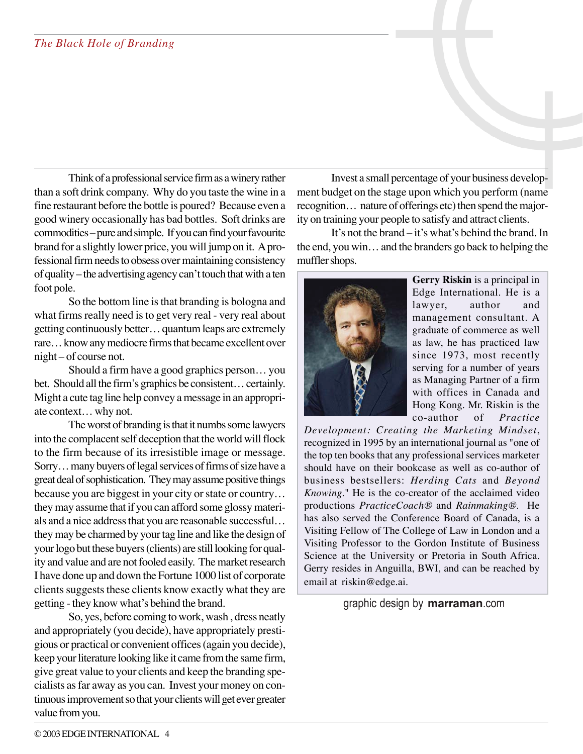Think of a professional service firm as a winery rather than a soft drink company. Why do you taste the wine in a fine restaurant before the bottle is poured? Because even a good winery occasionally has bad bottles. Soft drinks are commodities – pure and simple. If you can find your favourite brand for a slightly lower price, you will jump on it. A professional firm needs to obsess over maintaining consistency of quality – the advertising agency can't touch that with a ten foot pole.

So the bottom line is that branding is bologna and what firms really need is to get very real - very real about getting continuously better… quantum leaps are extremely rare… know any mediocre firms that became excellent over night – of course not.

Should a firm have a good graphics person… you bet. Should all the firm's graphics be consistent… certainly. Might a cute tag line help convey a message in an appropriate context… why not.

The worst of branding is that it numbs some lawyers into the complacent self deception that the world will flock to the firm because of its irresistible image or message. Sorry… many buyers of legal services of firms of size have a great deal of sophistication. They may assume positive things because you are biggest in your city or state or country… they may assume that if you can afford some glossy materials and a nice address that you are reasonable successful… they may be charmed by your tag line and like the design of your logo but these buyers (clients) are still looking for quality and value and are not fooled easily. The market research I have done up and down the Fortune 1000 list of corporate clients suggests these clients know exactly what they are getting - they know what's behind the brand.

So, yes, before coming to work, wash , dress neatly and appropriately (you decide), have appropriately prestigious or practical or convenient offices (again you decide), keep your literature looking like it came from the same firm, give great value to your clients and keep the branding specialists as far away as you can. Invest your money on continuous improvement so that your clients will get ever greater value from you.

Invest a small percentage of your business development budget on the stage upon which you perform (name recognition… nature of offerings etc) then spend the majority on training your people to satisfy and attract clients.

It's not the brand – it's what's behind the brand. In the end, you win… and the branders go back to helping the muffler shops.

**Gerry Riskin** is a principal in Edge International. He is a lawyer, author and management consultant. A graduate of commerce as well as law, he has practiced law since 1973, most recently serving for a number of years as Managing Partner of a firm with offices in Canada and Hong Kong. Mr. Riskin is the co-author of *Practice Development: Creating the Marketing Mindset*, recognized in 1995 by an international journal as "one of the top ten books that any professional services marketer should have on their bookcase as well as co-author of business bestsellers: *Herding Cats* and *Beyond Knowing*." He is the co-creator of the acclaimed video productions *PracticeCoach®* and *Rainmaking®*. He has also served the Conference Board of Canada, is a Visiting Fellow of The College of Law in London and a Visiting Professor to the Gordon Institute of Business Science at the University or Pretoria in South Africa. Gerry resides in Anguilla, BWI, and can be reached by email at riskin@edge.ai.

graphic design by **marraman**.com

© 2003 EDGE INTERNATIONAL